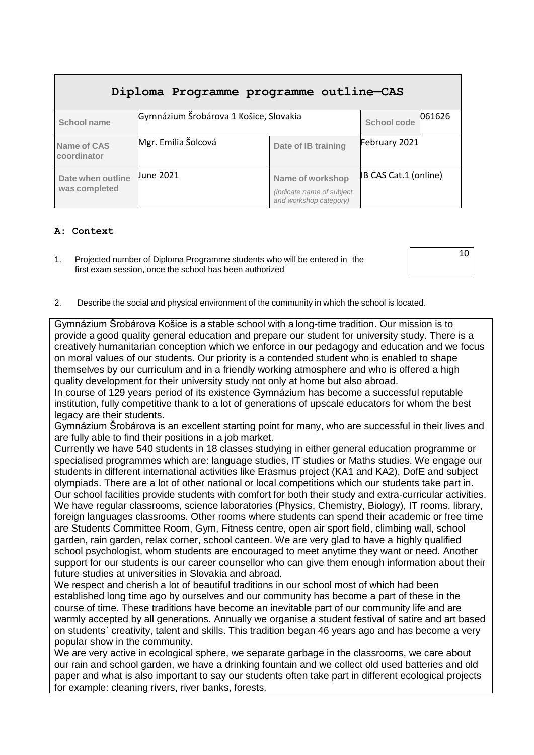# Diploma Programme programme outline—CAS

| School name | Gymnázium Šrobárova 1 Košice, Slovakia | | School code | 061626 |
|---|---|---|---|---|
| Name of CAS coordinator | Mgr. Emília Šolcová | Date of IB training | February 2021 | |
| Date when outline was completed | June 2021 | Name of workshop *(indicate name of subject and workshop category)* | IB CAS Cat.1 (online) | |

**A: Context**

1. Projected number of Diploma Programme students who will be entered in the first exam session, once the school has been authorized

| 10 |
|---|

2. Describe the social and physical environment of the community in which the school is located.

Gymnázium Šrobárova Košice is a stable school with a long-time tradition. Our mission is to provide a good quality general education and prepare our student for university study. There is a creatively humanitarian conception which we enforce in our pedagogy and education and we focus on moral values of our students. Our priority is a contended student who is enabled to shape themselves by our curriculum and in a friendly working atmosphere and who is offered a high quality development for their university study not only at home but also abroad.
In course of 129 years period of its existence Gymnázium has become a successful reputable institution, fully competitive thank to a lot of generations of upscale educators for whom the best legacy are their students.
Gymnázium Šrobárova is an excellent starting point for many, who are successful in their lives and are fully able to find their positions in a job market.
Currently we have 540 students in 18 classes studying in either general education programme or specialised programmes which are: language studies, IT studies or Maths studies. We engage our students in different international activities like Erasmus project (KA1 and KA2), DofE and subject olympiads. There are a lot of other national or local competitions which our students take part in.
Our school facilities provide students with comfort for both their study and extra-curricular activities. We have regular classrooms, science laboratories (Physics, Chemistry, Biology), IT rooms, library, foreign languages classrooms. Other rooms where students can spend their academic or free time are Students Committee Room, Gym, Fitness centre, open air sport field, climbing wall, school garden, rain garden, relax corner, school canteen. We are very glad to have a highly qualified school psychologist, whom students are encouraged to meet anytime they want or need. Another support for our students is our career counsellor who can give them enough information about their future studies at universities in Slovakia and abroad.
We respect and cherish a lot of beautiful traditions in our school most of which had been established long time ago by ourselves and our community has become a part of these in the course of time. These traditions have become an inevitable part of our community life and are warmly accepted by all generations. Annually we organise a student festival of satire and art based on students´ creativity, talent and skills. This tradition began 46 years ago and has become a very popular show in the community.
We are very active in ecological sphere, we separate garbage in the classrooms, we care about our rain and school garden, we have a drinking fountain and we collect old used batteries and old paper and what is also important to say our students often take part in different ecological projects for example: cleaning rivers, river banks, forests.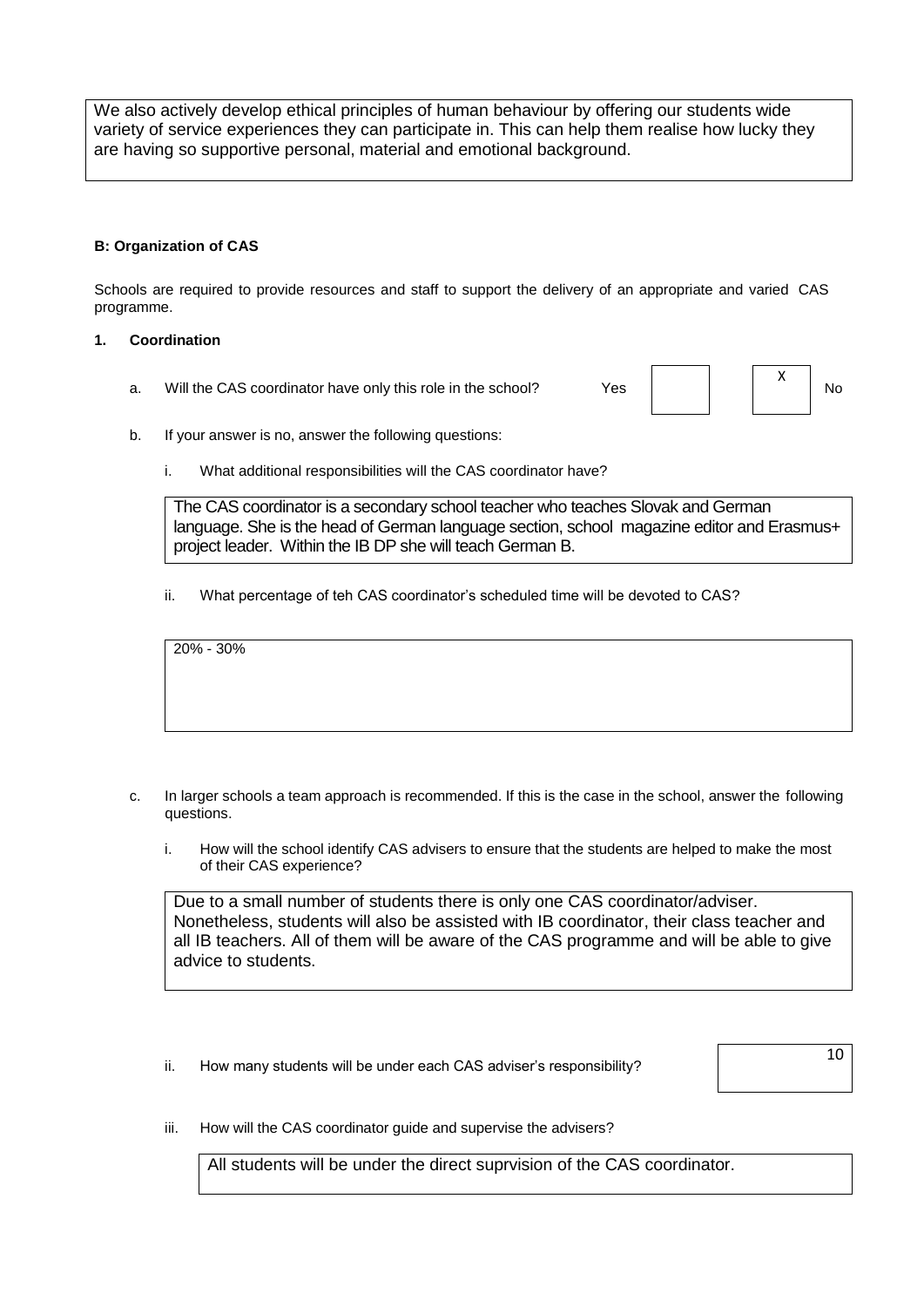We also actively develop ethical principles of human behaviour by offering our students wide variety of service experiences they can participate in. This can help them realise how lucky they are having so supportive personal, material and emotional background.

**B: Organization of CAS**

Schools are required to provide resources and staff to support the delivery of an appropriate and varied CAS programme.

**1. Coordination**

a. Will the CAS coordinator have only this role in the school? Yes [ ] [X] No

b. If your answer is no, answer the following questions:

i. What additional responsibilities will the CAS coordinator have?

The CAS coordinator is a secondary school teacher who teaches Slovak and German language. She is the head of German language section, school magazine editor and Erasmus+ project leader. Within the IB DP she will teach German B.

ii. What percentage of teh CAS coordinator's scheduled time will be devoted to CAS?

20% - 30%

c. In larger schools a team approach is recommended. If this is the case in the school, answer the following questions.

i. How will the school identify CAS advisers to ensure that the students are helped to make the most of their CAS experience?

Due to a small number of students there is only one CAS coordinator/adviser. Nonetheless, students will also be assisted with IB coordinator, their class teacher and all IB teachers. All of them will be aware of the CAS programme and will be able to give advice to students.

ii. How many students will be under each CAS adviser's responsibility?

10

iii. How will the CAS coordinator guide and supervise the advisers?

All students will be under the direct suprvision of the CAS coordinator.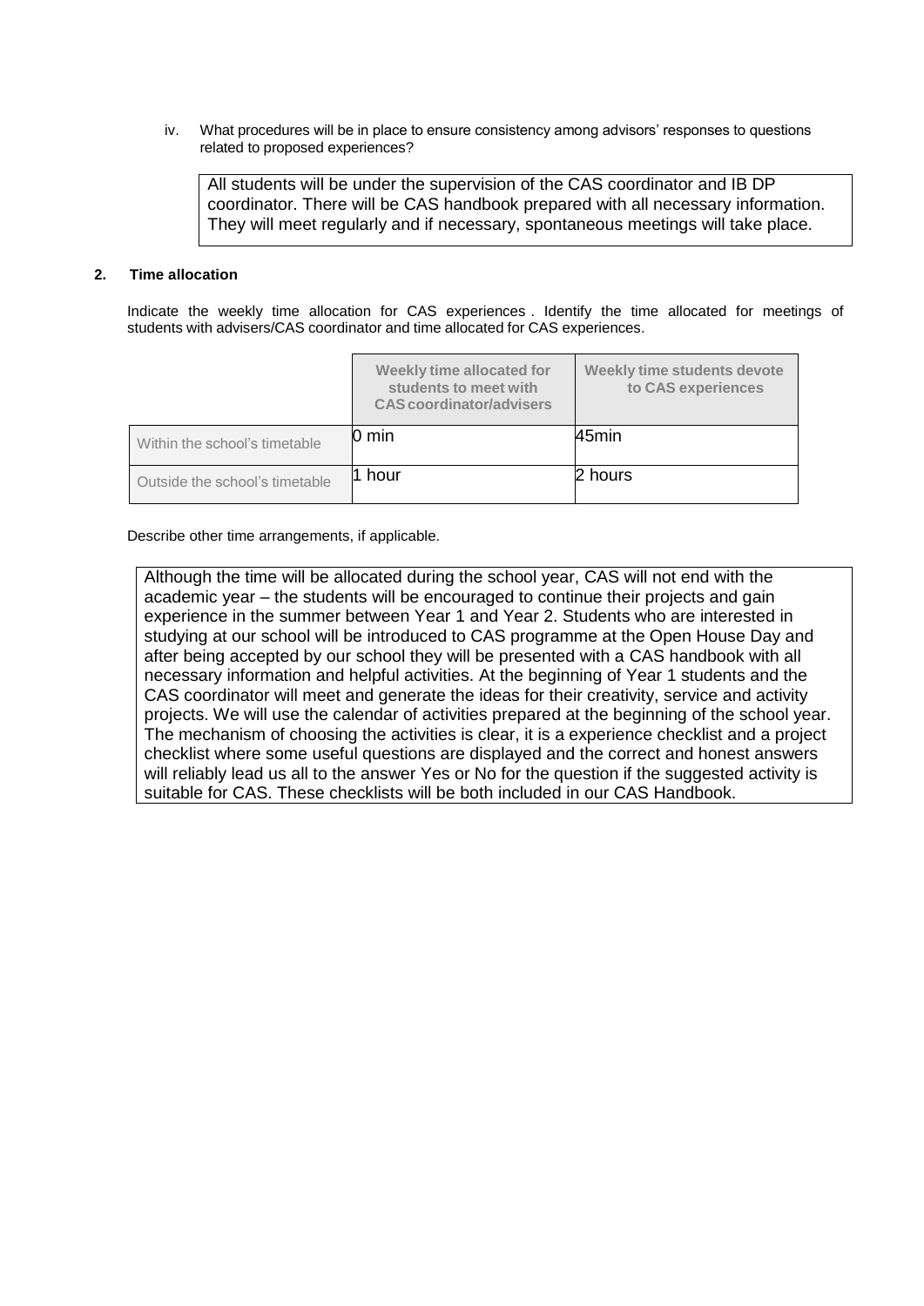iv. What procedures will be in place to ensure consistency among advisors' responses to questions related to proposed experiences?

All students will be under the supervision of the CAS coordinator and IB DP coordinator. There will be CAS handbook prepared with all necessary information. They will meet regularly and if necessary, spontaneous meetings will take place.

## 2. Time allocation

Indicate the weekly time allocation for CAS experiences . Identify the time allocated for meetings of students with advisers/CAS coordinator and time allocated for CAS experiences.

| | Weekly time allocated for students to meet with CAS coordinator/advisers | Weekly time students devote to CAS experiences |
|---|---|---|
| Within the school's timetable | 0 min | 45min |
| Outside the school's timetable | 1 hour | 2 hours |

Describe other time arrangements, if applicable.

Although the time will be allocated during the school year, CAS will not end with the academic year – the students will be encouraged to continue their projects and gain experience in the summer between Year 1 and Year 2. Students who are interested in studying at our school will be introduced to CAS programme at the Open House Day and after being accepted by our school they will be presented with a CAS handbook with all necessary information and helpful activities. At the beginning of Year 1 students and the CAS coordinator will meet and generate the ideas for their creativity, service and activity projects. We will use the calendar of activities prepared at the beginning of the school year. The mechanism of choosing the activities is clear, it is a experience checklist and a project checklist where some useful questions are displayed and the correct and honest answers will reliably lead us all to the answer Yes or No for the question if the suggested activity is suitable for CAS. These checklists will be both included in our CAS Handbook.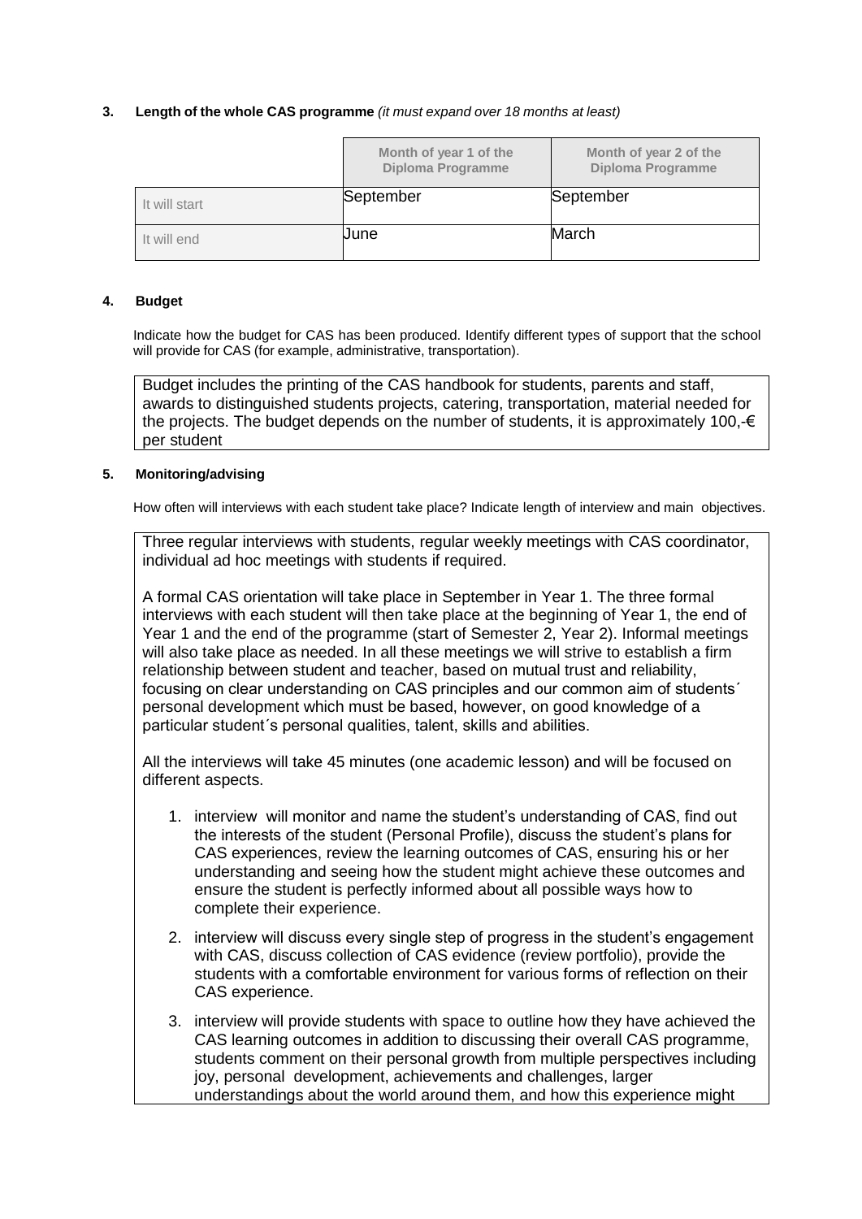**3. Length of the whole CAS programme** *(it must expand over 18 months at least)*

| | Month of year 1 of the Diploma Programme | Month of year 2 of the Diploma Programme |
|---|---|---|
| It will start | September | September |
| It will end | June | March |

**4. Budget**

Indicate how the budget for CAS has been produced. Identify different types of support that the school will provide for CAS (for example, administrative, transportation).

Budget includes the printing of the CAS handbook for students, parents and staff, awards to distinguished students projects, catering, transportation, material needed for the projects. The budget depends on the number of students, it is approximately 100,-€ per student

**5. Monitoring/advising**

How often will interviews with each student take place? Indicate length of interview and main objectives.

Three regular interviews with students, regular weekly meetings with CAS coordinator, individual ad hoc meetings with students if required.

A formal CAS orientation will take place in September in Year 1. The three formal interviews with each student will then take place at the beginning of Year 1, the end of Year 1 and the end of the programme (start of Semester 2, Year 2). Informal meetings will also take place as needed. In all these meetings we will strive to establish a firm relationship between student and teacher, based on mutual trust and reliability, focusing on clear understanding on CAS principles and our common aim of students´ personal development which must be based, however, on good knowledge of a particular student´s personal qualities, talent, skills and abilities.

All the interviews will take 45 minutes (one academic lesson) and will be focused on different aspects.

1. interview will monitor and name the student's understanding of CAS, find out the interests of the student (Personal Profile), discuss the student's plans for CAS experiences, review the learning outcomes of CAS, ensuring his or her understanding and seeing how the student might achieve these outcomes and ensure the student is perfectly informed about all possible ways how to complete their experience.
2. interview will discuss every single step of progress in the student's engagement with CAS, discuss collection of CAS evidence (review portfolio), provide the students with a comfortable environment for various forms of reflection on their CAS experience.
3. interview will provide students with space to outline how they have achieved the CAS learning outcomes in addition to discussing their overall CAS programme, students comment on their personal growth from multiple perspectives including joy, personal development, achievements and challenges, larger understandings about the world around them, and how this experience might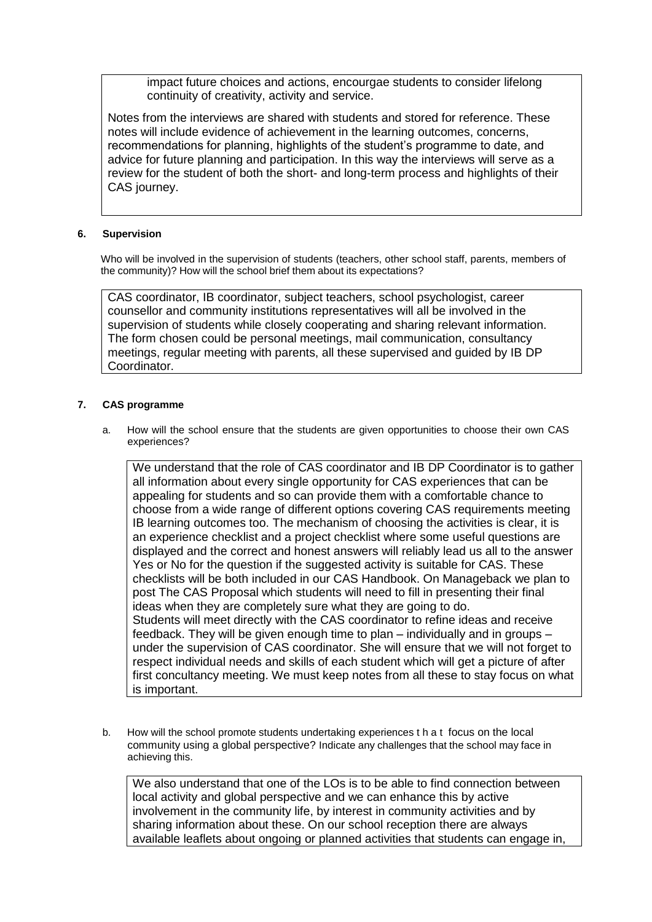impact future choices and actions, encourgae students to consider lifelong continuity of creativity, activity and service.

Notes from the interviews are shared with students and stored for reference. These notes will include evidence of achievement in the learning outcomes, concerns, recommendations for planning, highlights of the student's programme to date, and advice for future planning and participation. In this way the interviews will serve as a review for the student of both the short- and long-term process and highlights of their CAS journey.

### 6. Supervision

Who will be involved in the supervision of students (teachers, other school staff, parents, members of the community)? How will the school brief them about its expectations?

CAS coordinator, IB coordinator, subject teachers, school psychologist, career counsellor and community institutions representatives will all be involved in the supervision of students while closely cooperating and sharing relevant information. The form chosen could be personal meetings, mail communication, consultancy meetings, regular meeting with parents, all these supervised and guided by IB DP Coordinator.

### 7. CAS programme

a. How will the school ensure that the students are given opportunities to choose their own CAS experiences?

We understand that the role of CAS coordinator and IB DP Coordinator is to gather all information about every single opportunity for CAS experiences that can be appealing for students and so can provide them with a comfortable chance to choose from a wide range of different options covering CAS requirements meeting IB learning outcomes too. The mechanism of choosing the activities is clear, it is an experience checklist and a project checklist where some useful questions are displayed and the correct and honest answers will reliably lead us all to the answer Yes or No for the question if the suggested activity is suitable for CAS. These checklists will be both included in our CAS Handbook. On Manageback we plan to post The CAS Proposal which students will need to fill in presenting their final ideas when they are completely sure what they are going to do.
Students will meet directly with the CAS coordinator to refine ideas and receive feedback. They will be given enough time to plan – individually and in groups – under the supervision of CAS coordinator. She will ensure that we will not forget to respect individual needs and skills of each student which will get a picture of after first concultancy meeting. We must keep notes from all these to stay focus on what is important.

b. How will the school promote students undertaking experiences that focus on the local community using a global perspective? Indicate any challenges that the school may face in achieving this.

We also understand that one of the LOs is to be able to find connection between local activity and global perspective and we can enhance this by active involvement in the community life, by interest in community activities and by sharing information about these. On our school reception there are always available leaflets about ongoing or planned activities that students can engage in,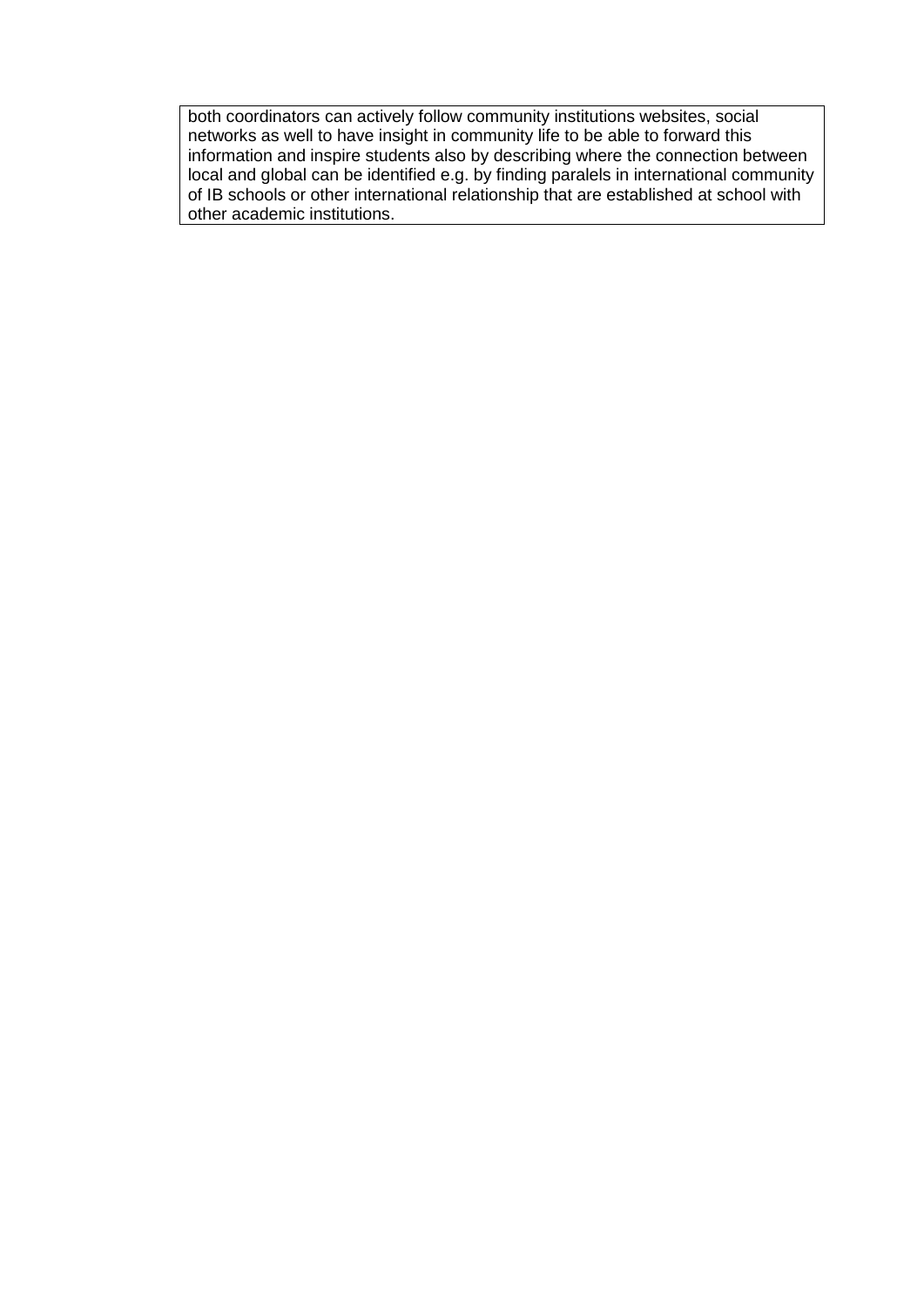| both coordinators can actively follow community institutions websites, social networks as well to have insight in community life to be able to forward this information and inspire students also by describing where the connection between local and global can be identified e.g. by finding paralels in international community of IB schools or other international relationship that are established at school with other academic institutions. |
|---|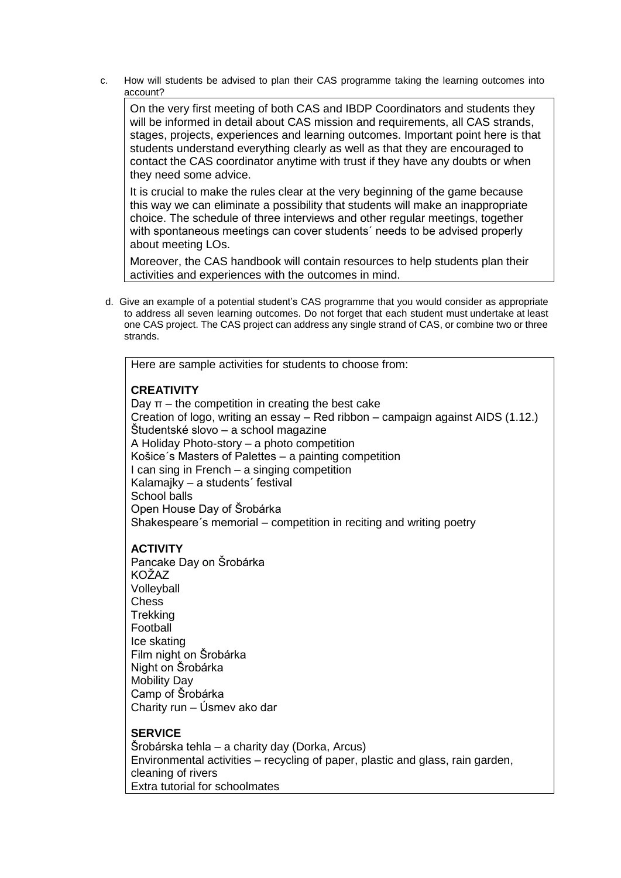c. How will students be advised to plan their CAS programme taking the learning outcomes into account?

On the very first meeting of both CAS and IBDP Coordinators and students they will be informed in detail about CAS mission and requirements, all CAS strands, stages, projects, experiences and learning outcomes. Important point here is that students understand everything clearly as well as that they are encouraged to contact the CAS coordinator anytime with trust if they have any doubts or when they need some advice.

It is crucial to make the rules clear at the very beginning of the game because this way we can eliminate a possibility that students will make an inappropriate choice. The schedule of three interviews and other regular meetings, together with spontaneous meetings can cover students´ needs to be advised properly about meeting LOs.

Moreover, the CAS handbook will contain resources to help students plan their activities and experiences with the outcomes in mind.

d. Give an example of a potential student's CAS programme that you would consider as appropriate to address all seven learning outcomes. Do not forget that each student must undertake at least one CAS project. The CAS project can address any single strand of CAS, or combine two or three strands.

Here are sample activities for students to choose from:

**CREATIVITY**

Day π – the competition in creating the best cake
Creation of logo, writing an essay – Red ribbon – campaign against AIDS (1.12.)
Študentské slovo – a school magazine
A Holiday Photo-story – a photo competition
Košice´s Masters of Palettes – a painting competition
I can sing in French – a singing competition
Kalamajky – a students´ festival
School balls
Open House Day of Šrobárka
Shakespeare´s memorial – competition in reciting and writing poetry

**ACTIVITY**

Pancake Day on Šrobárka
KOŽAZ
Volleyball
Chess
Trekking
Football
Ice skating
Film night on Šrobárka
Night on Šrobárka
Mobility Day
Camp of Šrobárka
Charity run – Úsmev ako dar

**SERVICE**

Šrobárska tehla – a charity day (Dorka, Arcus)
Environmental activities – recycling of paper, plastic and glass, rain garden, cleaning of rivers
Extra tutorial for schoolmates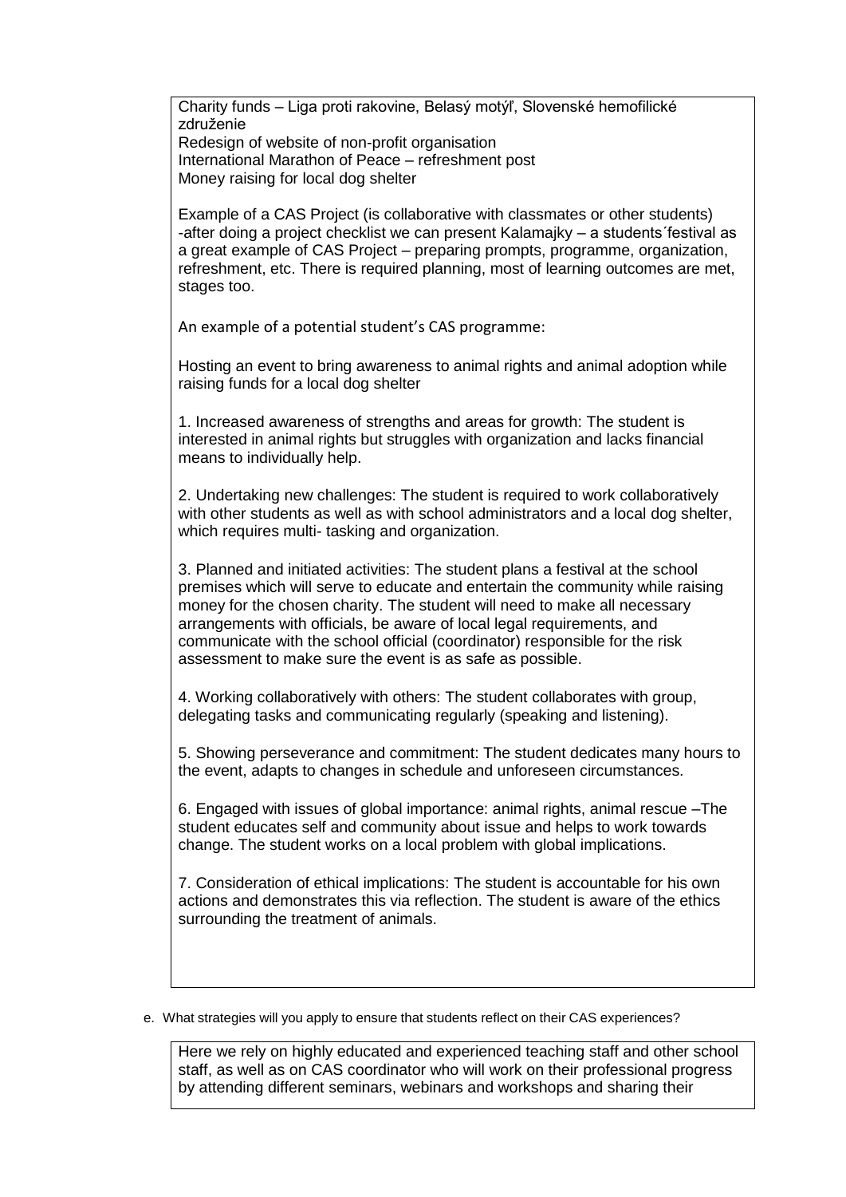Charity funds – Liga proti rakovine, Belasý motýľ, Slovenské hemofilické združenie
Redesign of website of non-profit organisation
International Marathon of Peace – refreshment post
Money raising for local dog shelter

Example of a CAS Project (is collaborative with classmates or other students)
-after doing a project checklist we can present Kalamajky – a students´festival as a great example of CAS Project – preparing prompts, programme, organization, refreshment, etc. There is required planning, most of learning outcomes are met, stages too.

An example of a potential student's CAS programme:

Hosting an event to bring awareness to animal rights and animal adoption while raising funds for a local dog shelter

1. Increased awareness of strengths and areas for growth: The student is interested in animal rights but struggles with organization and lacks financial means to individually help.

2. Undertaking new challenges: The student is required to work collaboratively with other students as well as with school administrators and a local dog shelter, which requires multi- tasking and organization.

3. Planned and initiated activities: The student plans a festival at the school premises which will serve to educate and entertain the community while raising money for the chosen charity. The student will need to make all necessary arrangements with officials, be aware of local legal requirements, and communicate with the school official (coordinator) responsible for the risk assessment to make sure the event is as safe as possible.

4. Working collaboratively with others: The student collaborates with group, delegating tasks and communicating regularly (speaking and listening).

5. Showing perseverance and commitment: The student dedicates many hours to the event, adapts to changes in schedule and unforeseen circumstances.

6. Engaged with issues of global importance: animal rights, animal rescue –The student educates self and community about issue and helps to work towards change. The student works on a local problem with global implications.

7. Consideration of ethical implications: The student is accountable for his own actions and demonstrates this via reflection. The student is aware of the ethics surrounding the treatment of animals.

e. What strategies will you apply to ensure that students reflect on their CAS experiences?

Here we rely on highly educated and experienced teaching staff and other school staff, as well as on CAS coordinator who will work on their professional progress by attending different seminars, webinars and workshops and sharing their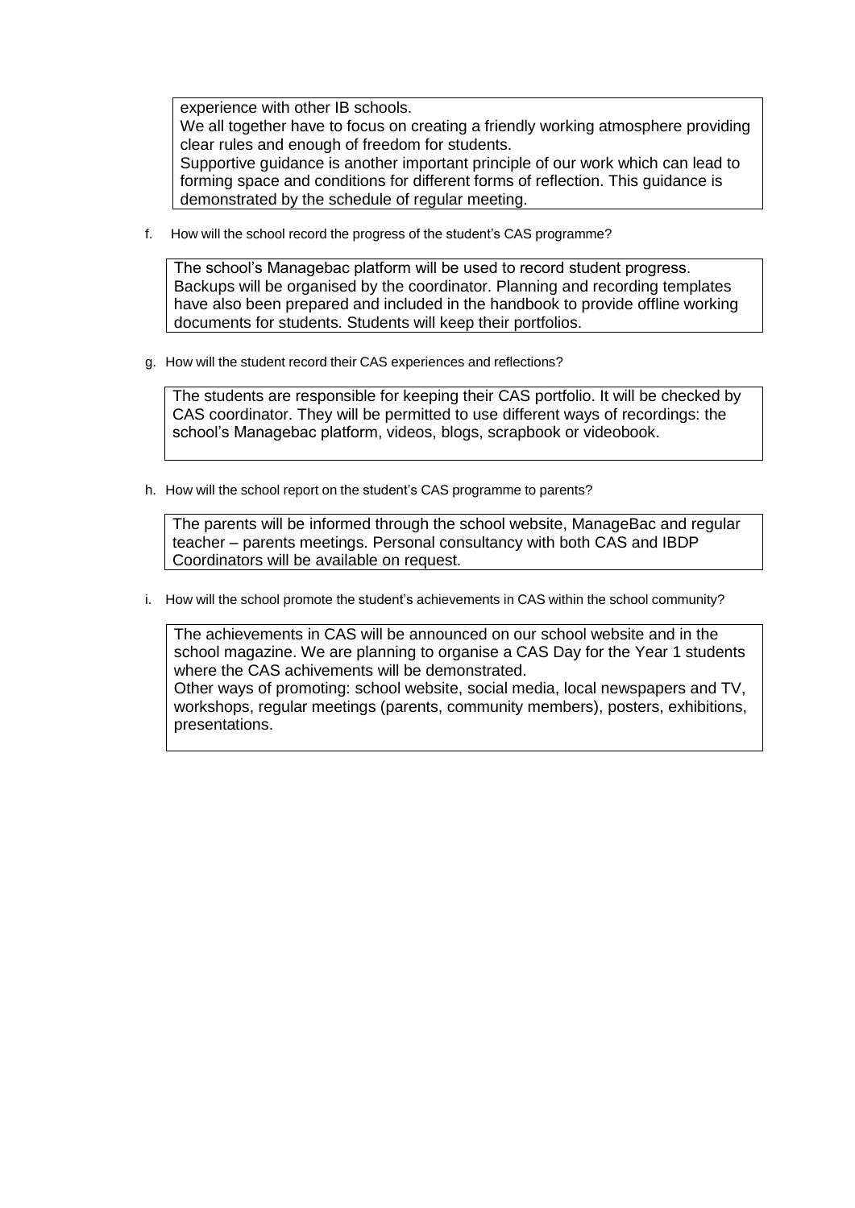experience with other IB schools.
We all together have to focus on creating a friendly working atmosphere providing clear rules and enough of freedom for students.
Supportive guidance is another important principle of our work which can lead to forming space and conditions for different forms of reflection. This guidance is demonstrated by the schedule of regular meeting.

f. How will the school record the progress of the student's CAS programme?

The school's Managebac platform will be used to record student progress. Backups will be organised by the coordinator. Planning and recording templates have also been prepared and included in the handbook to provide offline working documents for students. Students will keep their portfolios.

g. How will the student record their CAS experiences and reflections?

The students are responsible for keeping their CAS portfolio. It will be checked by CAS coordinator. They will be permitted to use different ways of recordings: the school's Managebac platform, videos, blogs, scrapbook or videobook.

h. How will the school report on the student's CAS programme to parents?

The parents will be informed through the school website, ManageBac and regular teacher – parents meetings. Personal consultancy with both CAS and IBDP Coordinators will be available on request.

i. How will the school promote the student's achievements in CAS within the school community?

The achievements in CAS will be announced on our school website and in the school magazine. We are planning to organise a CAS Day for the Year 1 students where the CAS achivements will be demonstrated.
Other ways of promoting: school website, social media, local newspapers and TV, workshops, regular meetings (parents, community members), posters, exhibitions, presentations.